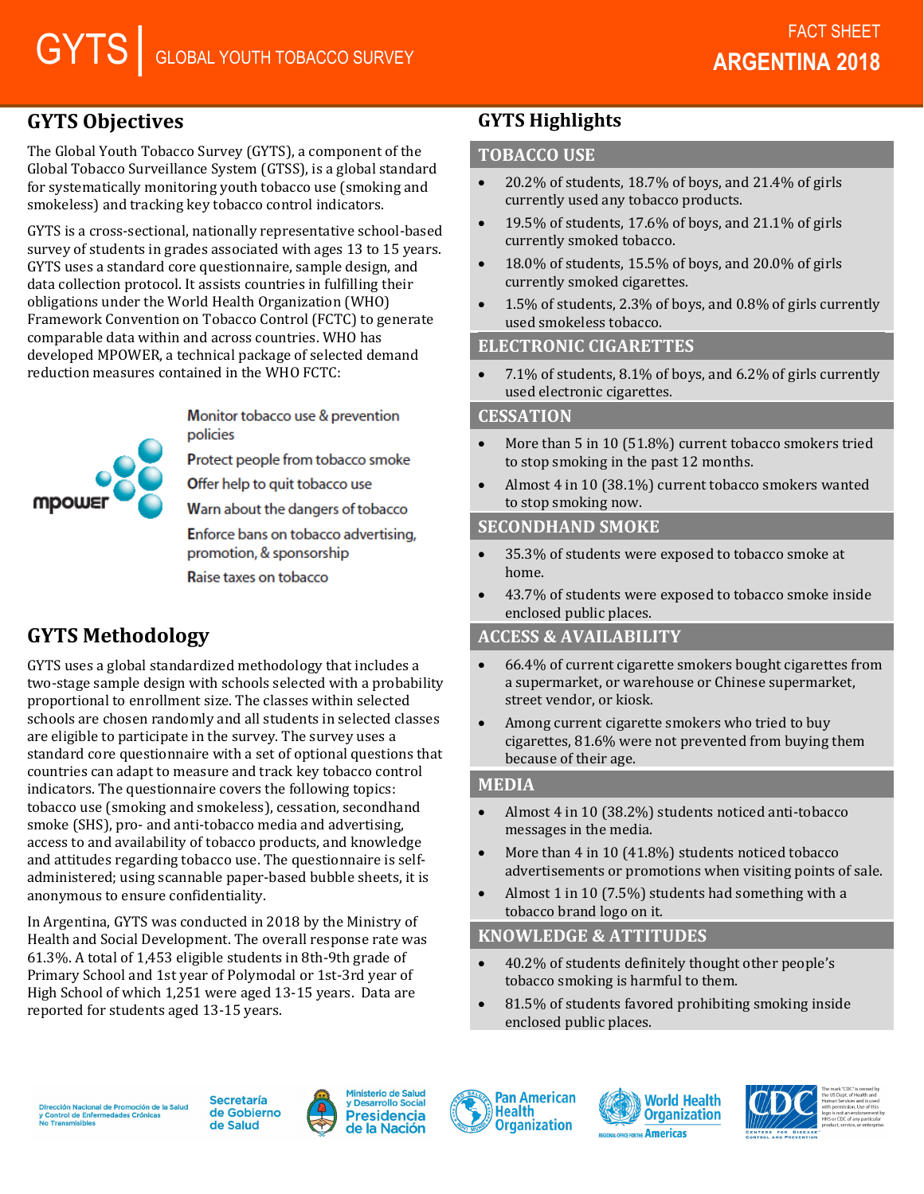# GYTS | GLOBAL YOUTH TOBACCO SURVEY

FACT SHEET
**ARGENTINA 2018**

## GYTS Objectives

The Global Youth Tobacco Survey (GYTS), a component of the Global Tobacco Surveillance System (GTSS), is a global standard for systematically monitoring youth tobacco use (smoking and smokeless) and tracking key tobacco control indicators.

GYTS is a cross-sectional, nationally representative school-based survey of students in grades associated with ages 13 to 15 years. GYTS uses a standard core questionnaire, sample design, and data collection protocol. It assists countries in fulfilling their obligations under the World Health Organization (WHO) Framework Convention on Tobacco Control (FCTC) to generate comparable data within and across countries. WHO has developed MPOWER, a technical package of selected demand reduction measures contained in the WHO FCTC:

mpower

- Monitor tobacco use & prevention policies
- Protect people from tobacco smoke
- Offer help to quit tobacco use
- Warn about the dangers of tobacco
- Enforce bans on tobacco advertising, promotion, & sponsorship
- Raise taxes on tobacco

## GYTS Methodology

GYTS uses a global standardized methodology that includes a two-stage sample design with schools selected with a probability proportional to enrollment size. The classes within selected schools are chosen randomly and all students in selected classes are eligible to participate in the survey. The survey uses a standard core questionnaire with a set of optional questions that countries can adapt to measure and track key tobacco control indicators. The questionnaire covers the following topics: tobacco use (smoking and smokeless), cessation, secondhand smoke (SHS), pro- and anti-tobacco media and advertising, access to and availability of tobacco products, and knowledge and attitudes regarding tobacco use. The questionnaire is self-administered; using scannable paper-based bubble sheets, it is anonymous to ensure confidentiality.

In Argentina, GYTS was conducted in 2018 by the Ministry of Health and Social Development. The overall response rate was 61.3%. A total of 1,453 eligible students in 8th-9th grade of Primary School and 1st year of Polymodal or 1st-3rd year of High School of which 1,251 were aged 13-15 years. Data are reported for students aged 13-15 years.

## GYTS Highlights

### TOBACCO USE

- 20.2% of students, 18.7% of boys, and 21.4% of girls currently used any tobacco products.
- 19.5% of students, 17.6% of boys, and 21.1% of girls currently smoked tobacco.
- 18.0% of students, 15.5% of boys, and 20.0% of girls currently smoked cigarettes.
- 1.5% of students, 2.3% of boys, and 0.8% of girls currently used smokeless tobacco.

### ELECTRONIC CIGARETTES

- 7.1% of students, 8.1% of boys, and 6.2% of girls currently used electronic cigarettes.

### CESSATION

- More than 5 in 10 (51.8%) current tobacco smokers tried to stop smoking in the past 12 months.
- Almost 4 in 10 (38.1%) current tobacco smokers wanted to stop smoking now.

### SECONDHAND SMOKE

- 35.3% of students were exposed to tobacco smoke at home.
- 43.7% of students were exposed to tobacco smoke inside enclosed public places.

### ACCESS & AVAILABILITY

- 66.4% of current cigarette smokers bought cigarettes from a supermarket, or warehouse or Chinese supermarket, street vendor, or kiosk.
- Among current cigarette smokers who tried to buy cigarettes, 81.6% were not prevented from buying them because of their age.

### MEDIA

- Almost 4 in 10 (38.2%) students noticed anti-tobacco messages in the media.
- More than 4 in 10 (41.8%) students noticed tobacco advertisements or promotions when visiting points of sale.
- Almost 1 in 10 (7.5%) students had something with a tobacco brand logo on it.

### KNOWLEDGE & ATTITUDES

- 40.2% of students definitely thought other people's tobacco smoking is harmful to them.
- 81.5% of students favored prohibiting smoking inside enclosed public places.

Dirección Nacional de Promoción de la Salud y Control de Enfermedades Crónicas No Transmisibles | Secretaría de Gobierno de Salud | Ministerio de Salud y Desarrollo Social Presidencia de la Nación | Pan American Health Organization | World Health Organization Regional Office for the Americas | CDC Centers for Disease Control and Prevention

The mark "CDC" is owned by the US Dept. of Health and Human Services and is used with permission. Use of this logo is not an endorsement by HHS or CDC of any particular product, service, or enterprise.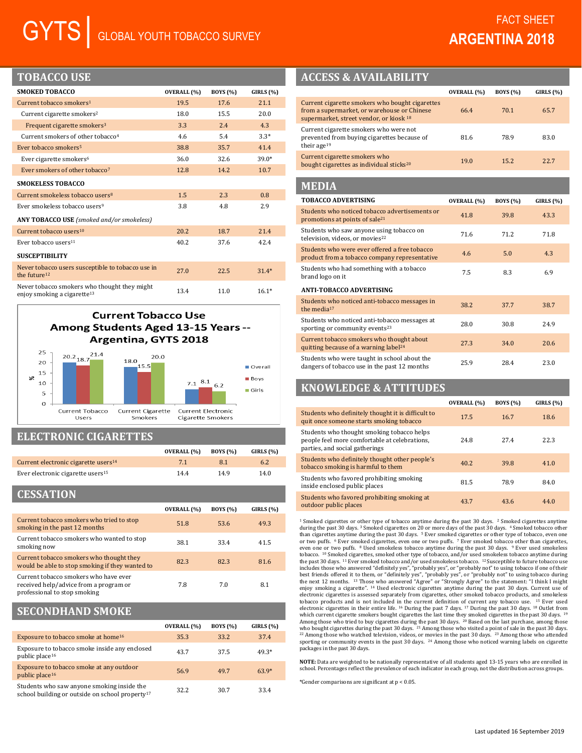# GYTS | GLOBAL YOUTH TOBACCO SURVEY

FACT SHEET
**ARGENTINA 2018**

## TOBACCO USE

| SMOKED TOBACCO | OVERALL (%) | BOYS (%) | GIRLS (%) |
|---|---|---|---|
| Current tobacco smokers[1] | 19.5 | 17.6 | 21.1 |
| Current cigarette smokers[2] | 18.0 | 15.5 | 20.0 |
| Frequent cigarette smokers[3] | 3.3 | 2.4 | 4.3 |
| Current smokers of other tobacco[4] | 4.6 | 5.4 | 3.3* |
| Ever tobacco smokers[5] | 38.8 | 35.7 | 41.4 |
| Ever cigarette smokers[6] | 36.0 | 32.6 | 39.0* |
| Ever smokers of other tobacco[7] | 12.8 | 14.2 | 10.7 |
| **SMOKELESS TOBACCO** | | | |
| Current smokeless tobacco users[8] | 1.5 | 2.3 | 0.8 |
| Ever smokeless tobacco users[9] | 3.8 | 4.8 | 2.9 |
| **ANY TOBACCO USE** *(smoked and/or smokeless)* | | | |
| Current tobacco users[10] | 20.2 | 18.7 | 21.4 |
| Ever tobacco users[11] | 40.2 | 37.6 | 42.4 |
| **SUSCEPTIBILITY** | | | |
| Never tobacco users susceptible to tobacco use in the future[12] | 27.0 | 22.5 | 31.4* |
| Never tobacco smokers who thought they might enjoy smoking a cigarette[13] | 13.4 | 11.0 | 16.1* |

Current Tobacco Use Among Students Aged 13-15 Years -- Argentina, GYTS 2018

%
25
20
15
10
5
0

20.2 18.7 21.4
18.0 15.5 20.0
7.1 8.1 6.2

Current Tobacco Users
Current Cigarette Smokers
Current Electronic Cigarette Smokers

Overall
Boys
Girls

## ELECTRONIC CIGARETTES

| | OVERALL (%) | BOYS (%) | GIRLS (%) |
|---|---|---|---|
| Current electronic cigarette users[14] | 7.1 | 8.1 | 6.2 |
| Ever electronic cigarette users[15] | 14.4 | 14.9 | 14.0 |

## CESSATION

| | OVERALL (%) | BOYS (%) | GIRLS (%) |
|---|---|---|---|
| Current tobacco smokers who tried to stop smoking in the past 12 months | 51.8 | 53.6 | 49.3 |
| Current tobacco smokers who wanted to stop smoking now | 38.1 | 33.4 | 41.5 |
| Current tobacco smokers who thought they would be able to stop smoking if they wanted to | 82.3 | 82.3 | 81.6 |
| Current tobacco smokers who have ever received help/advice from a program or professional to stop smoking | 7.8 | 7.0 | 8.1 |

## SECONDHAND SMOKE

| | OVERALL (%) | BOYS (%) | GIRLS (%) |
|---|---|---|---|
| Exposure to tobacco smoke at home[16] | 35.3 | 33.2 | 37.4 |
| Exposure to tobacco smoke inside any enclosed public place[16] | 43.7 | 37.5 | 49.3* |
| Exposure to tobacco smoke at any outdoor public place[16] | 56.9 | 49.7 | 63.9* |
| Students who saw anyone smoking inside the school building or outside on school property[17] | 32.2 | 30.7 | 33.4 |

## ACCESS & AVAILABILITY

| | OVERALL (%) | BOYS (%) | GIRLS (%) |
|---|---|---|---|
| Current cigarette smokers who bought cigarettes from a supermarket, or warehouse or Chinese supermarket, street vendor, or kiosk[18] | 66.4 | 70.1 | 65.7 |
| Current cigarette smokers who were not prevented from buying cigarettes because of their age[19] | 81.6 | 78.9 | 83.0 |
| Current cigarette smokers who bought cigarettes as individual sticks[20] | 19.0 | 15.2 | 22.7 |

## MEDIA

| TOBACCO ADVERTISING | OVERALL (%) | BOYS (%) | GIRLS (%) |
|---|---|---|---|
| Students who noticed tobacco advertisements or promotions at points of sale[21] | 41.8 | 39.8 | 43.3 |
| Students who saw anyone using tobacco on television, videos, or movies[22] | 71.6 | 71.2 | 71.8 |
| Students who were ever offered a free tobacco product from a tobacco company representative | 4.6 | 5.0 | 4.3 |
| Students who had something with a tobacco brand logo on it | 7.5 | 8.3 | 6.9 |
| **ANTI-TOBACCO ADVERTISING** | | | |
| Students who noticed anti-tobacco messages in the media[17] | 38.2 | 37.7 | 38.7 |
| Students who noticed anti-tobacco messages at sporting or community events[23] | 28.0 | 30.8 | 24.9 |
| Current tobacco smokers who thought about quitting because of a warning label[24] | 27.3 | 34.0 | 20.6 |
| Students who were taught in school about the dangers of tobacco use in the past 12 months | 25.9 | 28.4 | 23.0 |

## KNOWLEDGE & ATTITUDES

| | OVERALL (%) | BOYS (%) | GIRLS (%) |
|---|---|---|---|
| Students who definitely thought it is difficult to quit once someone starts smoking tobacco | 17.5 | 16.7 | 18.6 |
| Students who thought smoking tobacco helps people feel more comfortable at celebrations, parties, and social gatherings | 24.8 | 27.4 | 22.3 |
| Students who definitely thought other people's tobacco smoking is harmful to them | 40.2 | 39.8 | 41.0 |
| Students who favored prohibiting smoking inside enclosed public places | 81.5 | 78.9 | 84.0 |
| Students who favored prohibiting smoking at outdoor public places | 43.7 | 43.6 | 44.0 |

[1] Smoked cigarettes or other type of tobacco anytime during the past 30 days. [2] Smoked cigarettes anytime during the past 30 days. [3] Smoked cigarettes on 20 or more days of the past 30 days. [4] Smoked tobacco other than cigarettes anytime during the past 30 days. [5] Ever smoked cigarettes or other type of tobacco, even one or two puffs. [6] Ever smoked cigarettes, even one or two puffs. [7] Ever smoked tobacco other than cigarettes, even one or two puffs. [8] Used smokeless tobacco anytime during the past 30 days. [9] Ever used smokeless tobacco. [10] Smoked cigarettes, smoked other type of tobacco, and/or used smokeless tobacco anytime during the past 30 days. [11] Ever smoked tobacco and/or used smokeless tobacco. [12] Susceptible to future tobacco use includes those who answered "definitely yes", "probably yes", or "probably not" to using tobacco if one of their best friends offered it to them, or "definitely yes", "probably yes", or "probably not" to using tobacco during the next 12 months. [13] Those who answered "Agree" or "Strongly Agree" to the statement: "I think I might enjoy smoking a cigarette". [14] Used electronic cigarettes anytime during the past 30 days. Current use of electronic cigarettes is assessed separately from cigarettes, other smoked tobacco products, and smokeless tobacco products and is not included in the current definition of current any tobacco use. [15] Ever used electronic cigarettes in their entire life. [16] During the past 7 days. [17] During the past 30 days. [18] Outlet from which current cigarette smokers bought cigarettes the last time they smoked cigarettes in the past 30 days. [19] Among those who tried to buy cigarettes during the past 30 days. [20] Based on the last purchase, among those who bought cigarettes during the past 30 days. [21] Among those who visited a point of sale in the past 30 days. [22] Among those who watched television, videos, or movies in the past 30 days. [23] Among those who attended sporting or community events in the past 30 days. [24] Among those who noticed warning labels on cigarette packages in the past 30 days.

**NOTE:** Data are weighted to be nationally representative of all students aged 13-15 years who are enrolled in school. Percentages reflect the prevalence of each indicator in each group, not the distribution across groups.

*Gender comparisons are significant at $p < 0.05$.

Last updated 16 September 2019